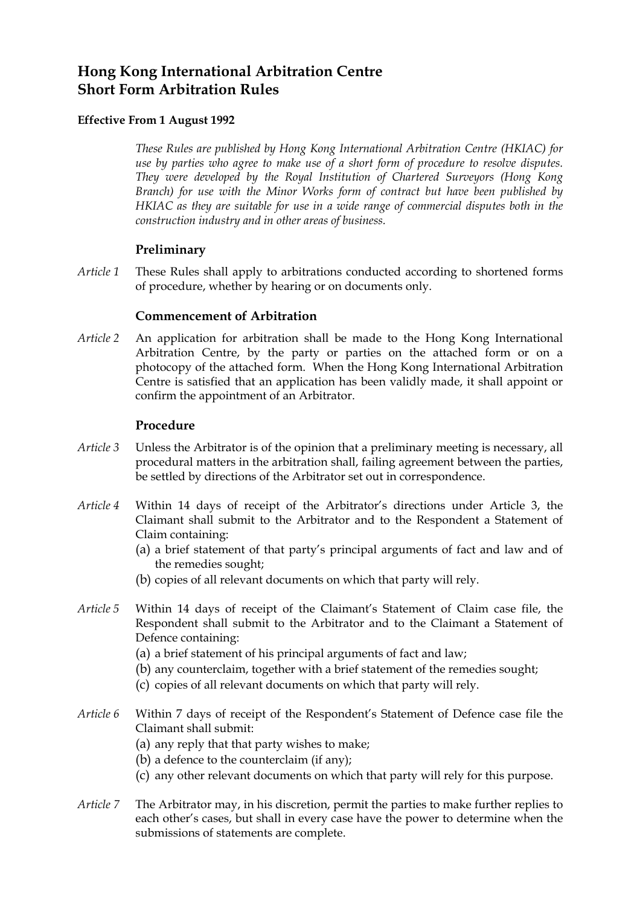# Hong Kong International Arbitration Centre
# Short Form Arbitration Rules

**Effective From 1 August 1992**

*These Rules are published by Hong Kong International Arbitration Centre (HKIAC) for use by parties who agree to make use of a short form of procedure to resolve disputes. They were developed by the Royal Institution of Chartered Surveyors (Hong Kong Branch) for use with the Minor Works form of contract but have been published by HKIAC as they are suitable for use in a wide range of commercial disputes both in the construction industry and in other areas of business.*

## Preliminary

*Article 1* These Rules shall apply to arbitrations conducted according to shortened forms of procedure, whether by hearing or on documents only.

## Commencement of Arbitration

*Article 2* An application for arbitration shall be made to the Hong Kong International Arbitration Centre, by the party or parties on the attached form or on a photocopy of the attached form. When the Hong Kong International Arbitration Centre is satisfied that an application has been validly made, it shall appoint or confirm the appointment of an Arbitrator.

## Procedure

*Article 3* Unless the Arbitrator is of the opinion that a preliminary meeting is necessary, all procedural matters in the arbitration shall, failing agreement between the parties, be settled by directions of the Arbitrator set out in correspondence.

*Article 4* Within 14 days of receipt of the Arbitrator's directions under Article 3, the Claimant shall submit to the Arbitrator and to the Respondent a Statement of Claim containing:

(a) a brief statement of that party's principal arguments of fact and law and of the remedies sought;
(b) copies of all relevant documents on which that party will rely.

*Article 5* Within 14 days of receipt of the Claimant's Statement of Claim case file, the Respondent shall submit to the Arbitrator and to the Claimant a Statement of Defence containing:

(a) a brief statement of his principal arguments of fact and law;
(b) any counterclaim, together with a brief statement of the remedies sought;
(c) copies of all relevant documents on which that party will rely.

*Article 6* Within 7 days of receipt of the Respondent's Statement of Defence case file the Claimant shall submit:

(a) any reply that that party wishes to make;
(b) a defence to the counterclaim (if any);
(c) any other relevant documents on which that party will rely for this purpose.

*Article 7* The Arbitrator may, in his discretion, permit the parties to make further replies to each other's cases, but shall in every case have the power to determine when the submissions of statements are complete.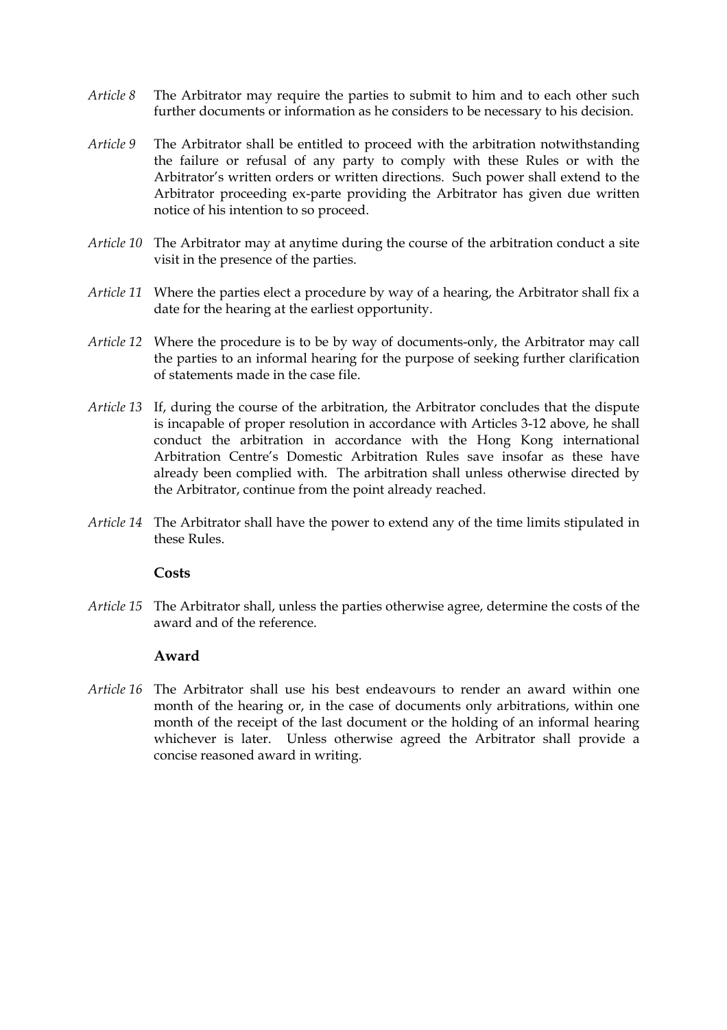*Article 8* The Arbitrator may require the parties to submit to him and to each other such further documents or information as he considers to be necessary to his decision.

*Article 9* The Arbitrator shall be entitled to proceed with the arbitration notwithstanding the failure or refusal of any party to comply with these Rules or with the Arbitrator's written orders or written directions. Such power shall extend to the Arbitrator proceeding ex-parte providing the Arbitrator has given due written notice of his intention to so proceed.

*Article 10* The Arbitrator may at anytime during the course of the arbitration conduct a site visit in the presence of the parties.

*Article 11* Where the parties elect a procedure by way of a hearing, the Arbitrator shall fix a date for the hearing at the earliest opportunity.

*Article 12* Where the procedure is to be by way of documents-only, the Arbitrator may call the parties to an informal hearing for the purpose of seeking further clarification of statements made in the case file.

*Article 13* If, during the course of the arbitration, the Arbitrator concludes that the dispute is incapable of proper resolution in accordance with Articles 3-12 above, he shall conduct the arbitration in accordance with the Hong Kong international Arbitration Centre's Domestic Arbitration Rules save insofar as these have already been complied with. The arbitration shall unless otherwise directed by the Arbitrator, continue from the point already reached.

*Article 14* The Arbitrator shall have the power to extend any of the time limits stipulated in these Rules.

**Costs**

*Article 15* The Arbitrator shall, unless the parties otherwise agree, determine the costs of the award and of the reference.

**Award**

*Article 16* The Arbitrator shall use his best endeavours to render an award within one month of the hearing or, in the case of documents only arbitrations, within one month of the receipt of the last document or the holding of an informal hearing whichever is later. Unless otherwise agreed the Arbitrator shall provide a concise reasoned award in writing.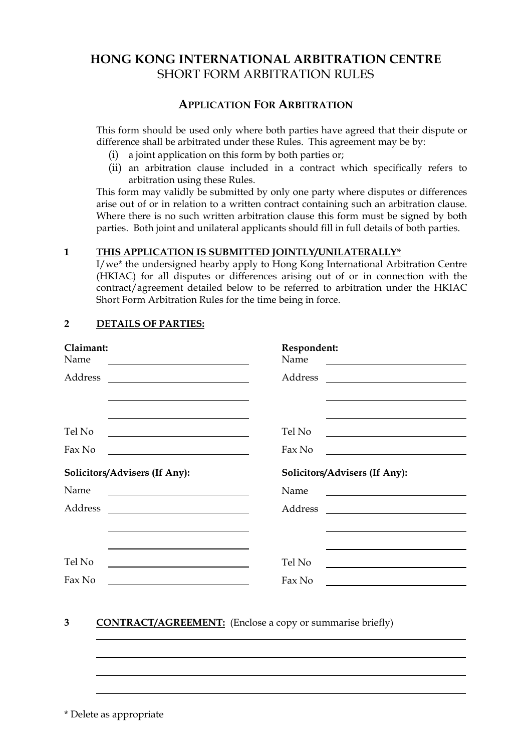# HONG KONG INTERNATIONAL ARBITRATION CENTRE
## SHORT FORM ARBITRATION RULES

### APPLICATION FOR ARBITRATION

This form should be used only where both parties have agreed that their dispute or difference shall be arbitrated under these Rules. This agreement may be by:

(i) a joint application on this form by both parties or;
(ii) an arbitration clause included in a contract which specifically refers to arbitration using these Rules.

This form may validly be submitted by only one party where disputes or differences arise out of or in relation to a written contract containing such an arbitration clause. Where there is no such written arbitration clause this form must be signed by both parties. Both joint and unilateral applicants should fill in full details of both parties.

**1 THIS APPLICATION IS SUBMITTED JOINTLY/UNILATERALLY***

I/we* the undersigned hearby apply to Hong Kong International Arbitration Centre (HKIAC) for all disputes or differences arising out of or in connection with the contract/agreement detailed below to be referred to arbitration under the HKIAC Short Form Arbitration Rules for the time being in force.

**2 DETAILS OF PARTIES:**

| **Claimant:** | | **Respondent:** | |
|---|---|---|---|
| Name | | Name | |
| Address | | Address | |
| | | | |
| | | | |
| Tel No | | Tel No | |
| Fax No | | Fax No | |
| **Solicitors/Advisers (If Any):** | | **Solicitors/Advisers (If Any):** | |
| Name | | Name | |
| Address | | Address | |
| | | | |
| | | | |
| Tel No | | Tel No | |
| Fax No | | Fax No | |

**3 CONTRACT/AGREEMENT:** (Enclose a copy or summarise briefly)

___

___

___

___

\* Delete as appropriate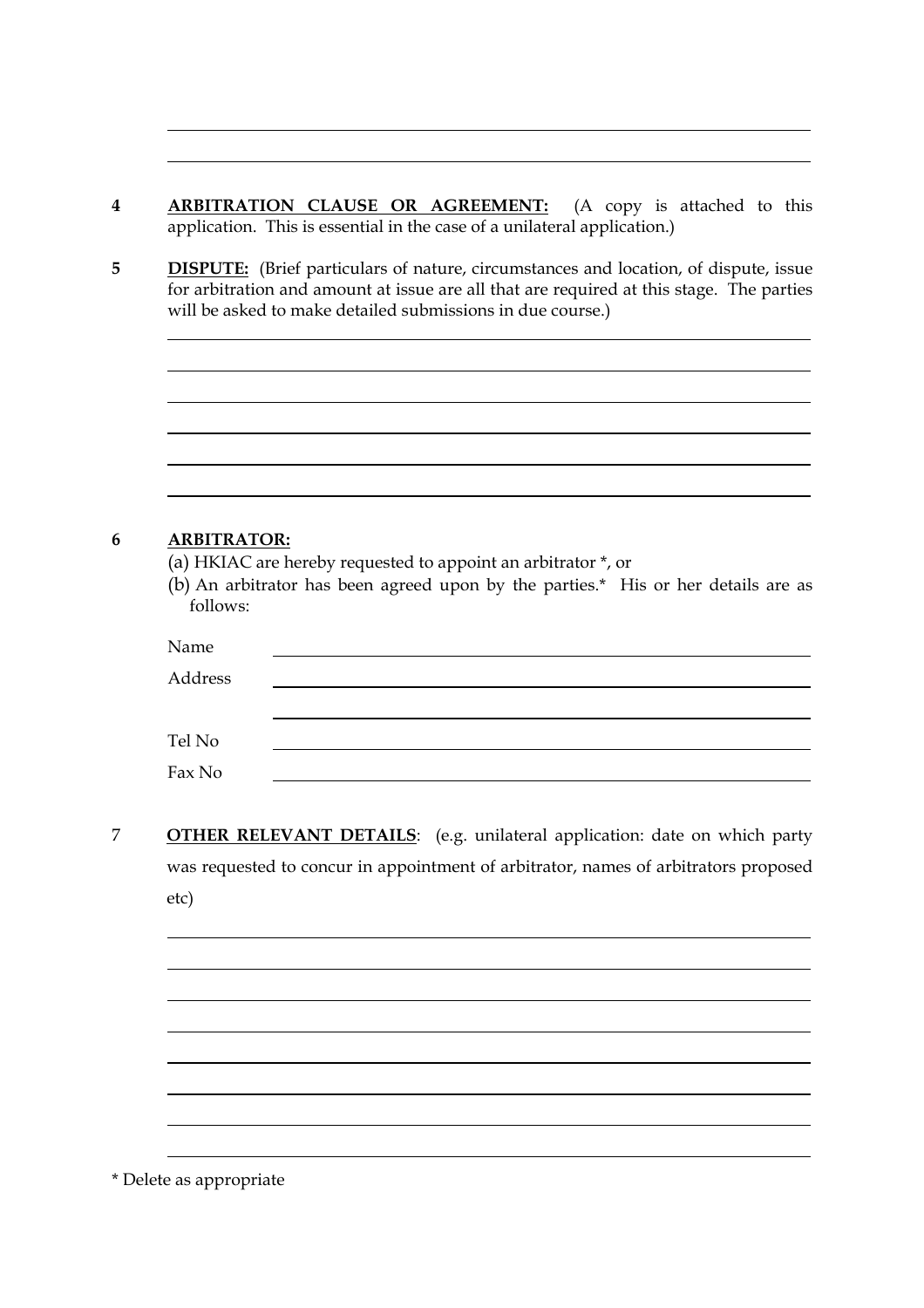**4** **ARBITRATION CLAUSE OR AGREEMENT:** (A copy is attached to this application. This is essential in the case of a unilateral application.)

**5** **DISPUTE:** (Brief particulars of nature, circumstances and location, of dispute, issue for arbitration and amount at issue are all that are required at this stage. The parties will be asked to make detailed submissions in due course.)

**6** **ARBITRATOR:**

(a) HKIAC are hereby requested to appoint an arbitrator *, or

(b) An arbitrator has been agreed upon by the parties.* His or her details are as follows:

Name

Address

Tel No

Fax No

7 **OTHER RELEVANT DETAILS**: (e.g. unilateral application: date on which party was requested to concur in appointment of arbitrator, names of arbitrators proposed etc)

\* Delete as appropriate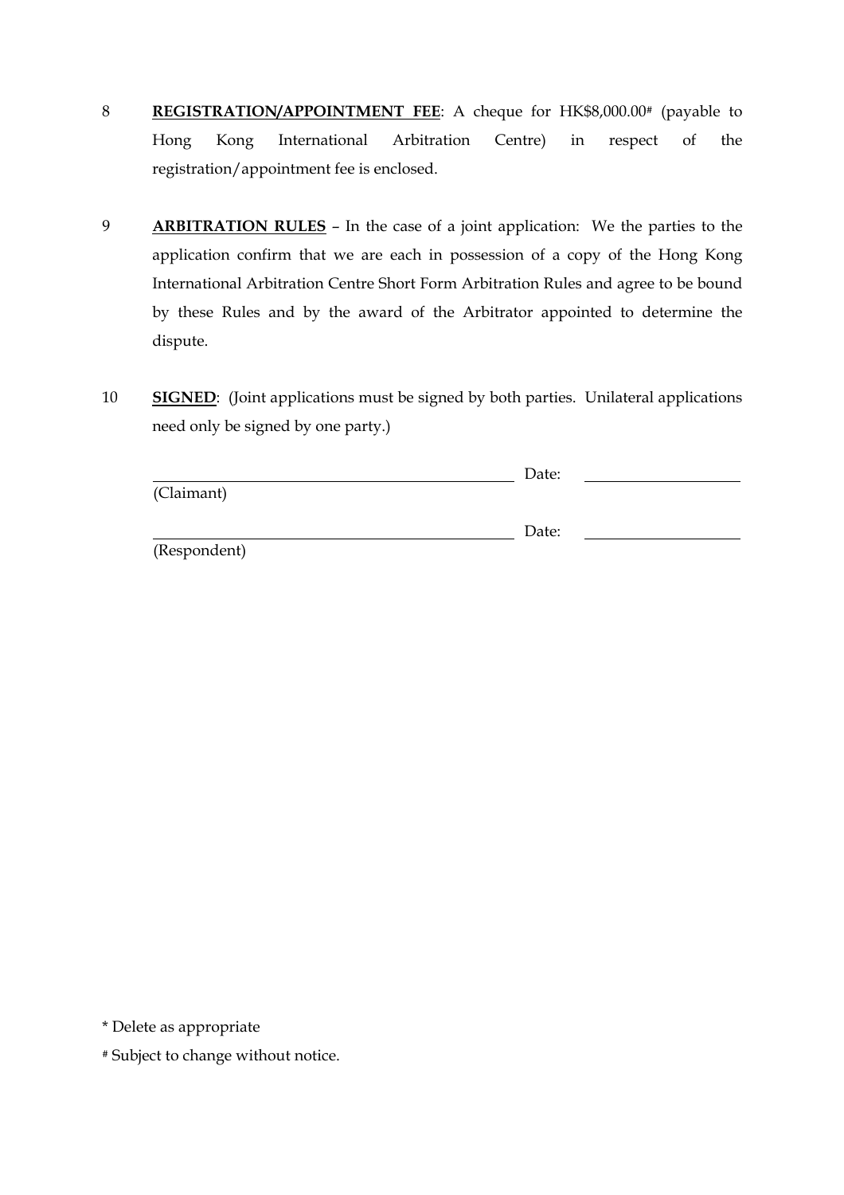8 **REGISTRATION/APPOINTMENT FEE**: A cheque for HK$8,000.00# (payable to Hong Kong International Arbitration Centre) in respect of the registration/appointment fee is enclosed.

9 **ARBITRATION RULES** – In the case of a joint application: We the parties to the application confirm that we are each in possession of a copy of the Hong Kong International Arbitration Centre Short Form Arbitration Rules and agree to be bound by these Rules and by the award of the Arbitrator appointed to determine the dispute.

10 **SIGNED**: (Joint applications must be signed by both parties. Unilateral applications need only be signed by one party.)

\_\_\_\_\_\_\_\_\_\_\_\_\_\_\_\_\_\_\_\_\_\_\_\_\_\_\_\_\_\_\_\_\_\_\_\_ Date: \_\_\_\_\_\_\_\_\_\_\_\_\_\_\_\_
(Claimant)

\_\_\_\_\_\_\_\_\_\_\_\_\_\_\_\_\_\_\_\_\_\_\_\_\_\_\_\_\_\_\_\_\_\_\_\_ Date: \_\_\_\_\_\_\_\_\_\_\_\_\_\_\_\_
(Respondent)

* Delete as appropriate

# Subject to change without notice.